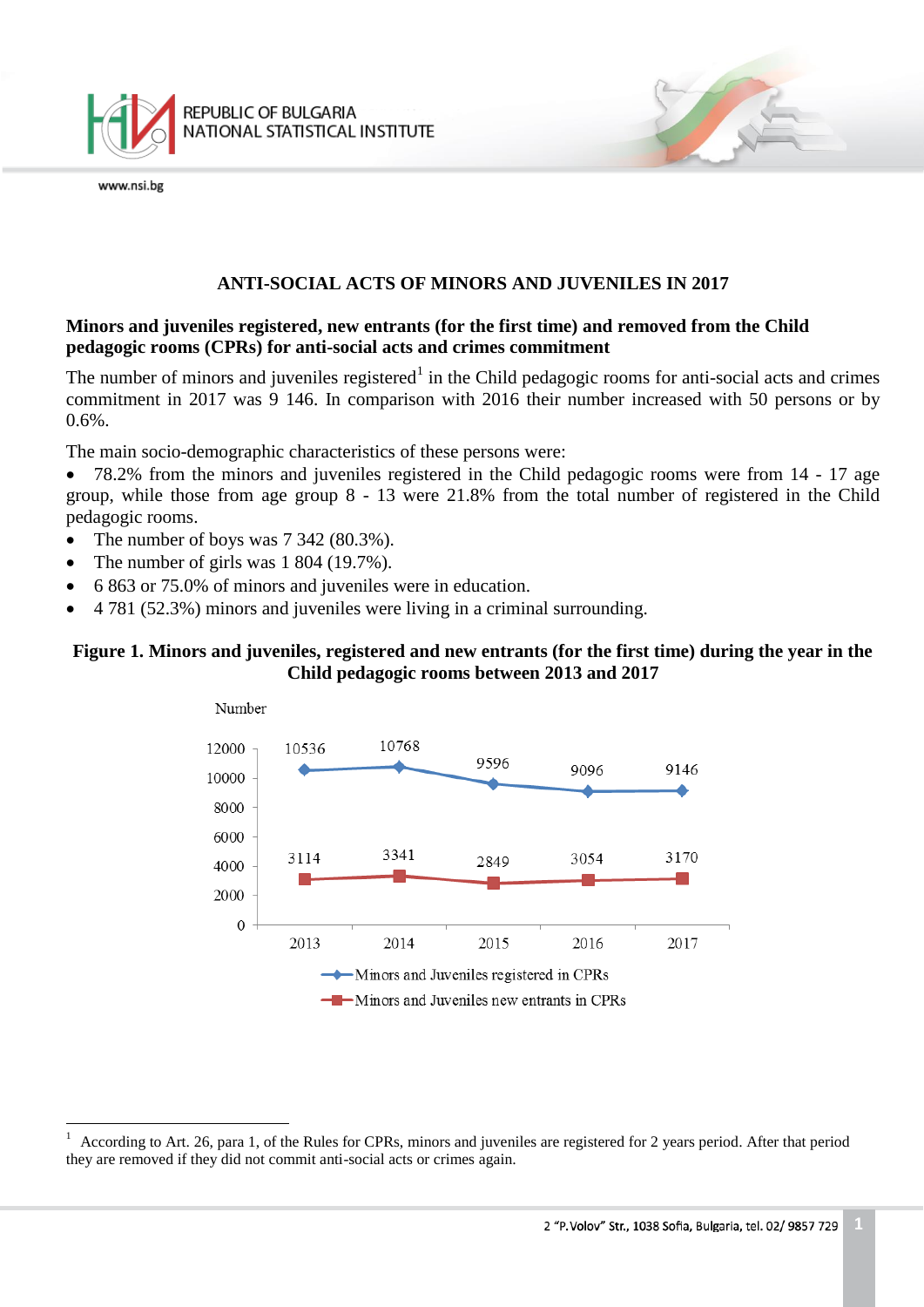# ANTI-SOCIAL ACTS OF MINORS AND JUVENILES IN 2017

## Minors and juveniles registered, new entrants (for the first time) and removed from the Child pedagogic rooms (CPRs) for anti-social acts and crimes commitment

The number of minors and juveniles registered[1] in the Child pedagogic rooms for anti-social acts and crimes commitment in 2017 was 9 146. In comparison with 2016 their number increased with 50 persons or by 0.6%.

The main socio-demographic characteristics of these persons were:

- 78.2% from the minors and juveniles registered in the Child pedagogic rooms were from 14 - 17 age group, while those from age group 8 - 13 were 21.8% from the total number of registered in the Child pedagogic rooms.
- The number of boys was 7 342 (80.3%).
- The number of girls was 1 804 (19.7%).
- 6 863 or 75.0% of minors and juveniles were in education.
- 4 781 (52.3%) minors and juveniles were living in a criminal surrounding.

**Figure 1. Minors and juveniles, registered and new entrants (for the first time) during the year in the Child pedagogic rooms between 2013 and 2017**

| Year | Minors and Juveniles registered in CPRs | Minors and Juveniles new entrants in CPRs |
|---|---|---|
| 2013 | 10536 | 3114 |
| 2014 | 10768 | 3341 |
| 2015 | 9596 | 2849 |
| 2016 | 9096 | 3054 |
| 2017 | 9146 | 3170 |

[1] According to Art. 26, para 1, of the Rules for CPRs, minors and juveniles are registered for 2 years period. After that period they are removed if they did not commit anti-social acts or crimes again.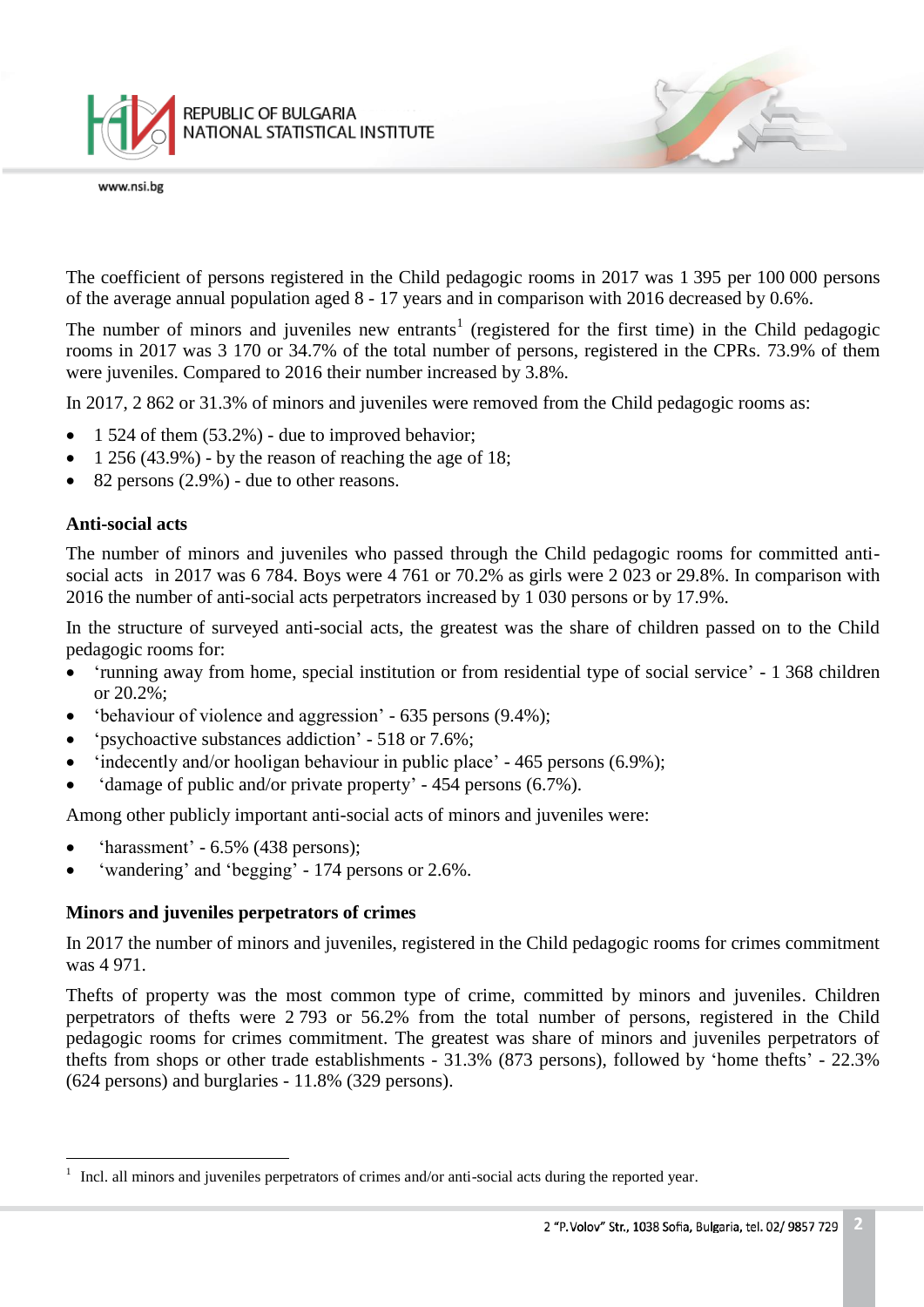The coefficient of persons registered in the Child pedagogic rooms in 2017 was 1 395 per 100 000 persons of the average annual population aged 8 - 17 years and in comparison with 2016 decreased by 0.6%.

The number of minors and juveniles new entrants[1] (registered for the first time) in the Child pedagogic rooms in 2017 was 3 170 or 34.7% of the total number of persons, registered in the CPRs. 73.9% of them were juveniles. Compared to 2016 their number increased by 3.8%.

In 2017, 2 862 or 31.3% of minors and juveniles were removed from the Child pedagogic rooms as:

- 1 524 of them (53.2%) - due to improved behavior;
- 1 256 (43.9%) - by the reason of reaching the age of 18;
- 82 persons (2.9%) - due to other reasons.

**Anti-social acts**

The number of minors and juveniles who passed through the Child pedagogic rooms for committed anti-social acts in 2017 was 6 784. Boys were 4 761 or 70.2% as girls were 2 023 or 29.8%. In comparison with 2016 the number of anti-social acts perpetrators increased by 1 030 persons or by 17.9%.

In the structure of surveyed anti-social acts, the greatest was the share of children passed on to the Child pedagogic rooms for:

- 'running away from home, special institution or from residential type of social service' - 1 368 children or 20.2%;
- 'behaviour of violence and aggression' - 635 persons (9.4%);
- 'psychoactive substances addiction' - 518 or 7.6%;
- 'indecently and/or hooligan behaviour in public place' - 465 persons (6.9%);
- 'damage of public and/or private property' - 454 persons (6.7%).

Among other publicly important anti-social acts of minors and juveniles were:

- 'harassment' - 6.5% (438 persons);
- 'wandering' and 'begging' - 174 persons or 2.6%.

**Minors and juveniles perpetrators of crimes**

In 2017 the number of minors and juveniles, registered in the Child pedagogic rooms for crimes commitment was 4 971.

Thefts of property was the most common type of crime, committed by minors and juveniles. Children perpetrators of thefts were 2 793 or 56.2% from the total number of persons, registered in the Child pedagogic rooms for crimes commitment. The greatest was share of minors and juveniles perpetrators of thefts from shops or other trade establishments - 31.3% (873 persons), followed by 'home thefts' - 22.3% (624 persons) and burglaries - 11.8% (329 persons).

[1] Incl. all minors and juveniles perpetrators of crimes and/or anti-social acts during the reported year.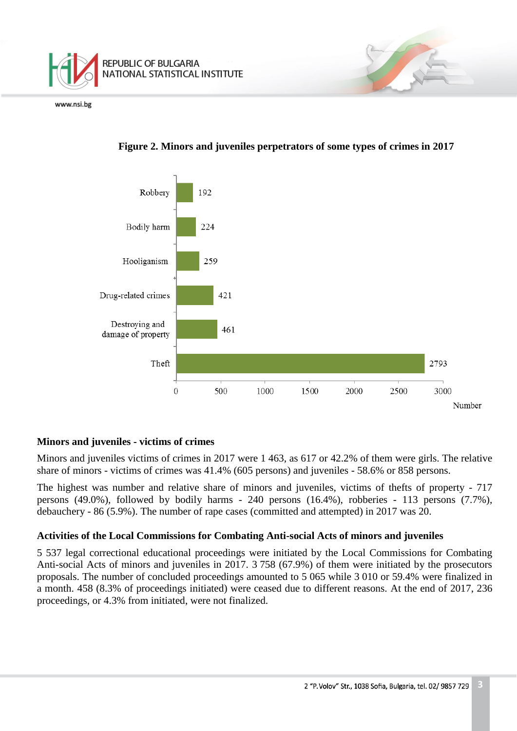**Figure 2. Minors and juveniles perpetrators of some types of crimes in 2017**

| Type of crime | Number |
|---|---|
| Robbery | 192 |
| Bodily harm | 224 |
| Hooliganism | 259 |
| Drug-related crimes | 421 |
| Destroying and damage of property | 461 |
| Theft | 2793 |

## Minors and juveniles - victims of crimes

Minors and juveniles victims of crimes in 2017 were 1 463, as 617 or 42.2% of them were girls. The relative share of minors - victims of crimes was 41.4% (605 persons) and juveniles - 58.6% or 858 persons.

The highest was number and relative share of minors and juveniles, victims of thefts of property - 717 persons (49.0%), followed by bodily harms - 240 persons (16.4%), robberies - 113 persons (7.7%), debauchery - 86 (5.9%). The number of rape cases (committed and attempted) in 2017 was 20.

## Activities of the Local Commissions for Combating Anti-social Acts of minors and juveniles

5 537 legal correctional educational proceedings were initiated by the Local Commissions for Combating Anti-social Acts of minors and juveniles in 2017. 3 758 (67.9%) of them were initiated by the prosecutors proposals. The number of concluded proceedings amounted to 5 065 while 3 010 or 59.4% were finalized in a month. 458 (8.3% of proceedings initiated) were ceased due to different reasons. At the end of 2017, 236 proceedings, or 4.3% from initiated, were not finalized.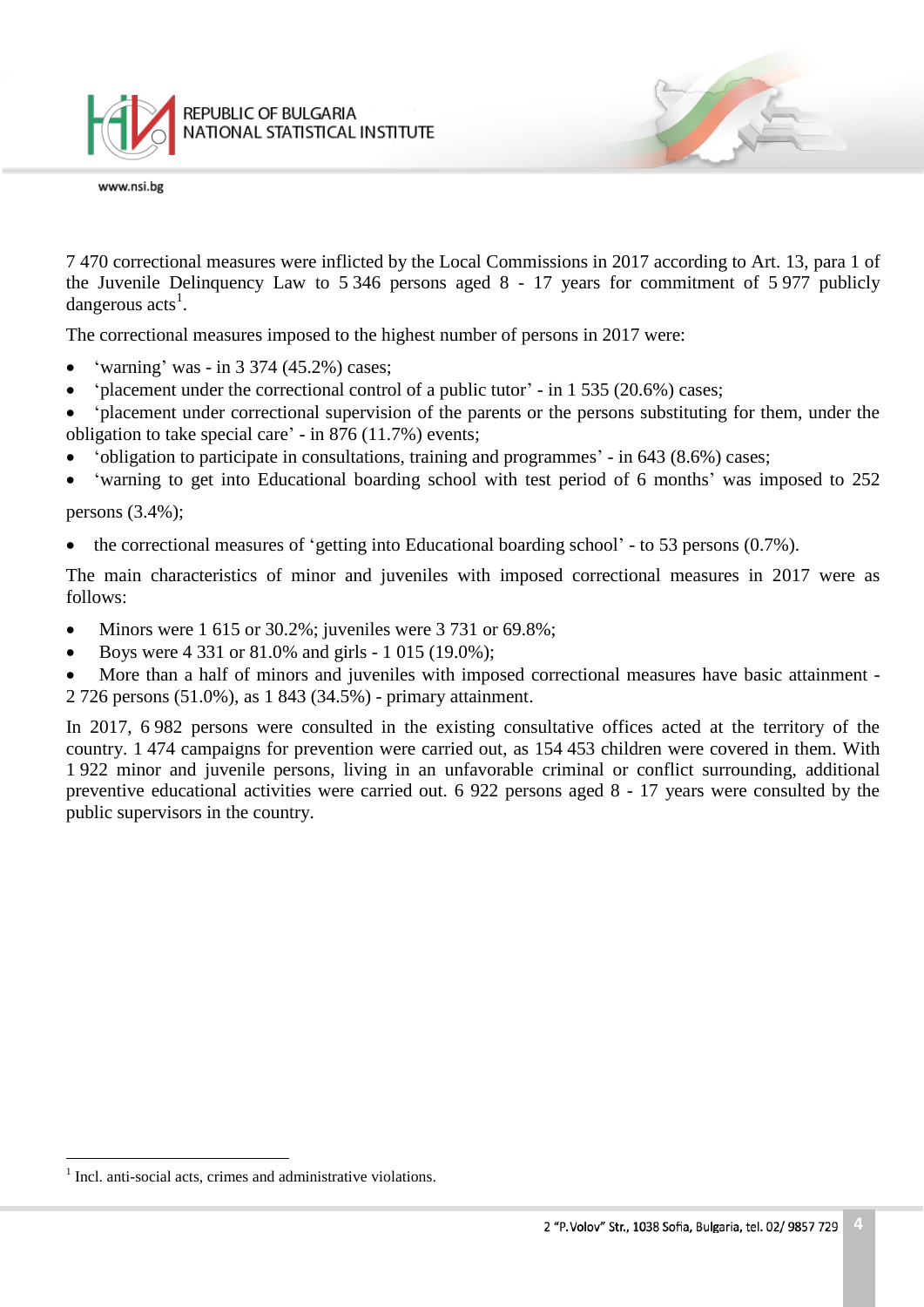7 470 correctional measures were inflicted by the Local Commissions in 2017 according to Art. 13, para 1 of the Juvenile Delinquency Law to 5 346 persons aged 8 - 17 years for commitment of 5 977 publicly dangerous acts[1].

The correctional measures imposed to the highest number of persons in 2017 were:

- 'warning' was - in 3 374 (45.2%) cases;
- 'placement under the correctional control of a public tutor' - in 1 535 (20.6%) cases;
- 'placement under correctional supervision of the parents or the persons substituting for them, under the obligation to take special care' - in 876 (11.7%) events;
- 'obligation to participate in consultations, training and programmes' - in 643 (8.6%) cases;
- 'warning to get into Educational boarding school with test period of 6 months' was imposed to 252 persons (3.4%);
- the correctional measures of 'getting into Educational boarding school' - to 53 persons (0.7%).

The main characteristics of minor and juveniles with imposed correctional measures in 2017 were as follows:

- Minors were 1 615 or 30.2%; juveniles were 3 731 or 69.8%;
- Boys were 4 331 or 81.0% and girls - 1 015 (19.0%);
- More than a half of minors and juveniles with imposed correctional measures have basic attainment - 2 726 persons (51.0%), as 1 843 (34.5%) - primary attainment.

In 2017, 6 982 persons were consulted in the existing consultative offices acted at the territory of the country. 1 474 campaigns for prevention were carried out, as 154 453 children were covered in them. With 1 922 minor and juvenile persons, living in an unfavorable criminal or conflict surrounding, additional preventive educational activities were carried out. 6 922 persons aged 8 - 17 years were consulted by the public supervisors in the country.

---

[1] Incl. anti-social acts, crimes and administrative violations.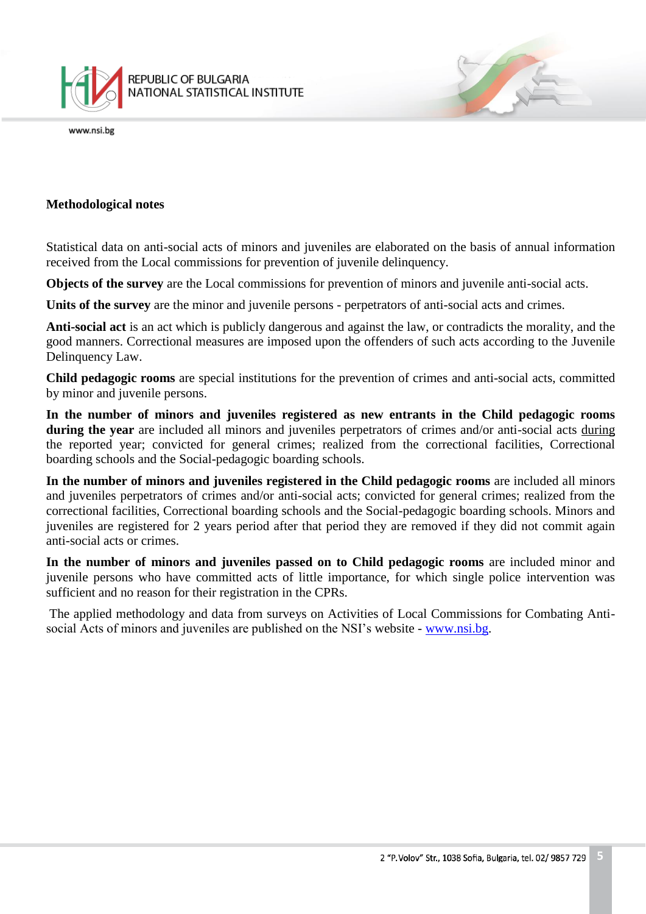## Methodological notes

Statistical data on anti-social acts of minors and juveniles are elaborated on the basis of annual information received from the Local commissions for prevention of juvenile delinquency.

**Objects of the survey** are the Local commissions for prevention of minors and juvenile anti-social acts.

**Units of the survey** are the minor and juvenile persons - perpetrators of anti-social acts and crimes.

**Anti-social act** is an act which is publicly dangerous and against the law, or contradicts the morality, and the good manners. Correctional measures are imposed upon the offenders of such acts according to the Juvenile Delinquency Law.

**Child pedagogic rooms** are special institutions for the prevention of crimes and anti-social acts, committed by minor and juvenile persons.

**In the number of minors and juveniles registered as new entrants in the Child pedagogic rooms during the year** are included all minors and juveniles perpetrators of crimes and/or anti-social acts during the reported year; convicted for general crimes; realized from the correctional facilities, Correctional boarding schools and the Social-pedagogic boarding schools.

**In the number of minors and juveniles registered in the Child pedagogic rooms** are included all minors and juveniles perpetrators of crimes and/or anti-social acts; convicted for general crimes; realized from the correctional facilities, Correctional boarding schools and the Social-pedagogic boarding schools. Minors and juveniles are registered for 2 years period after that period they are removed if they did not commit again anti-social acts or crimes.

**In the number of minors and juveniles passed on to Child pedagogic rooms** are included minor and juvenile persons who have committed acts of little importance, for which single police intervention was sufficient and no reason for their registration in the CPRs.

The applied methodology and data from surveys on Activities of Local Commissions for Combating Anti-social Acts of minors and juveniles are published on the NSI's website - [www.nsi.bg](http://www.nsi.bg).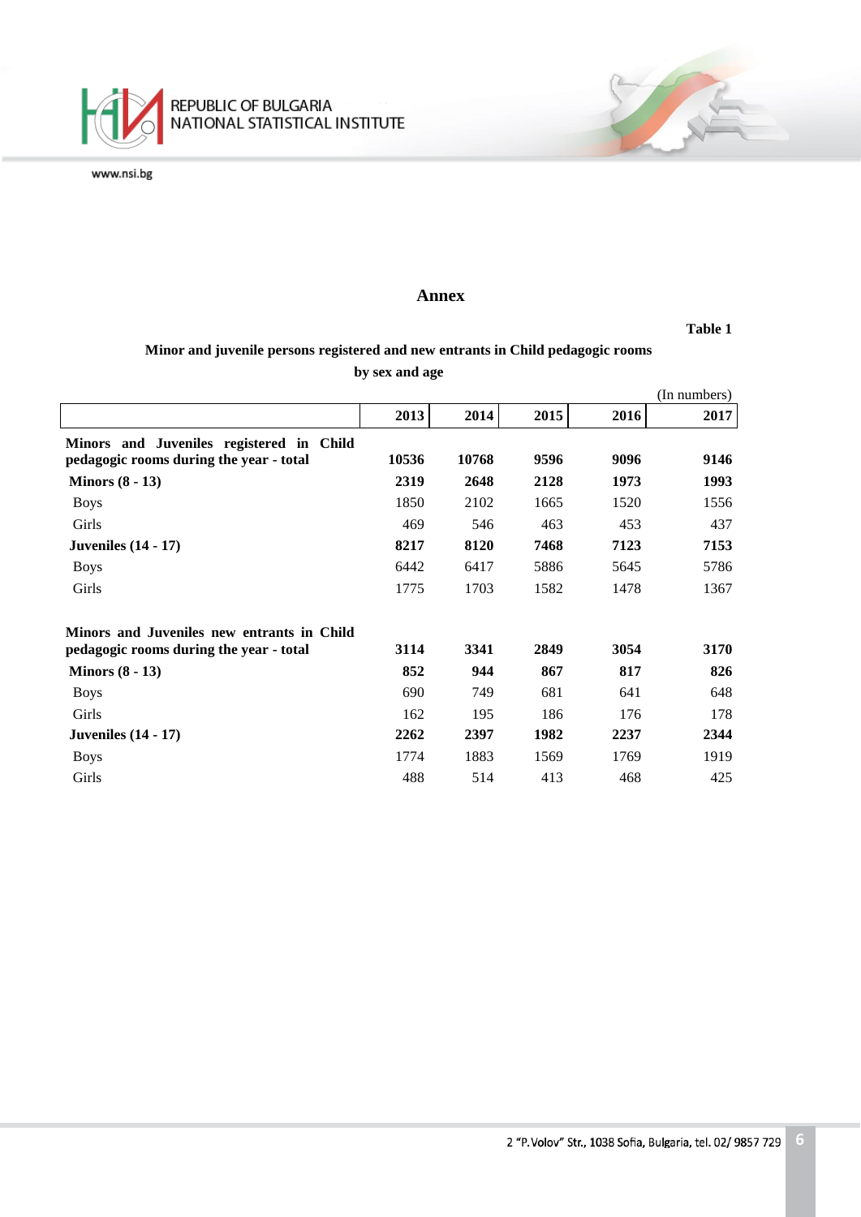## Annex

**Table 1**

**Minor and juvenile persons registered and new entrants in Child pedagogic rooms by sex and age**

(In numbers)

| | 2013 | 2014 | 2015 | 2016 | 2017 |
|---|---|---|---|---|---|
| **Minors and Juveniles registered in Child pedagogic rooms during the year - total** | **10536** | **10768** | **9596** | **9096** | **9146** |
| **Minors (8 - 13)** | **2319** | **2648** | **2128** | **1973** | **1993** |
| Boys | 1850 | 2102 | 1665 | 1520 | 1556 |
| Girls | 469 | 546 | 463 | 453 | 437 |
| **Juveniles (14 - 17)** | **8217** | **8120** | **7468** | **7123** | **7153** |
| Boys | 6442 | 6417 | 5886 | 5645 | 5786 |
| Girls | 1775 | 1703 | 1582 | 1478 | 1367 |
| **Minors and Juveniles new entrants in Child pedagogic rooms during the year - total** | **3114** | **3341** | **2849** | **3054** | **3170** |
| **Minors (8 - 13)** | **852** | **944** | **867** | **817** | **826** |
| Boys | 690 | 749 | 681 | 641 | 648 |
| Girls | 162 | 195 | 186 | 176 | 178 |
| **Juveniles (14 - 17)** | **2262** | **2397** | **1982** | **2237** | **2344** |
| Boys | 1774 | 1883 | 1569 | 1769 | 1919 |
| Girls | 488 | 514 | 413 | 468 | 425 |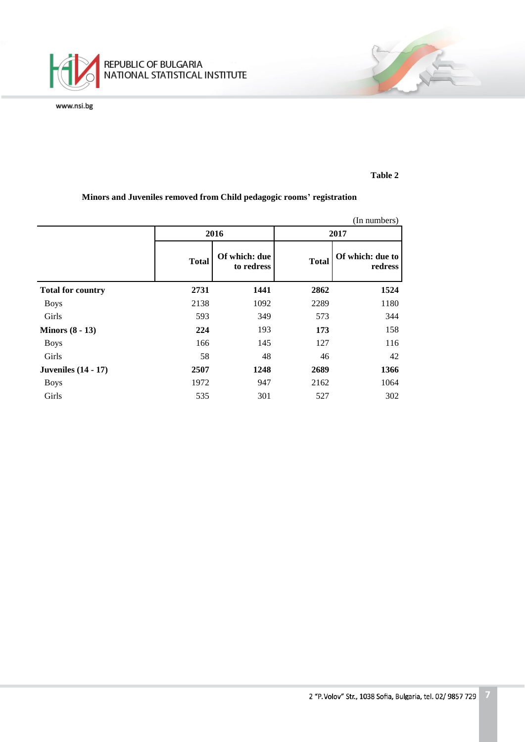**Table 2**

**Minors and Juveniles removed from Child pedagogic rooms' registration**

(In numbers)

| | 2016 | | 2017 | |
|---|---|---|---|---|
| | **Total** | **Of which: due to redress** | **Total** | **Of which: due to redress** |
| **Total for country** | **2731** | **1441** | **2862** | **1524** |
| Boys | 2138 | 1092 | 2289 | 1180 |
| Girls | 593 | 349 | 573 | 344 |
| **Minors (8 - 13)** | **224** | 193 | **173** | 158 |
| Boys | 166 | 145 | 127 | 116 |
| Girls | 58 | 48 | 46 | 42 |
| **Juveniles (14 - 17)** | **2507** | **1248** | **2689** | **1366** |
| Boys | 1972 | 947 | 2162 | 1064 |
| Girls | 535 | 301 | 527 | 302 |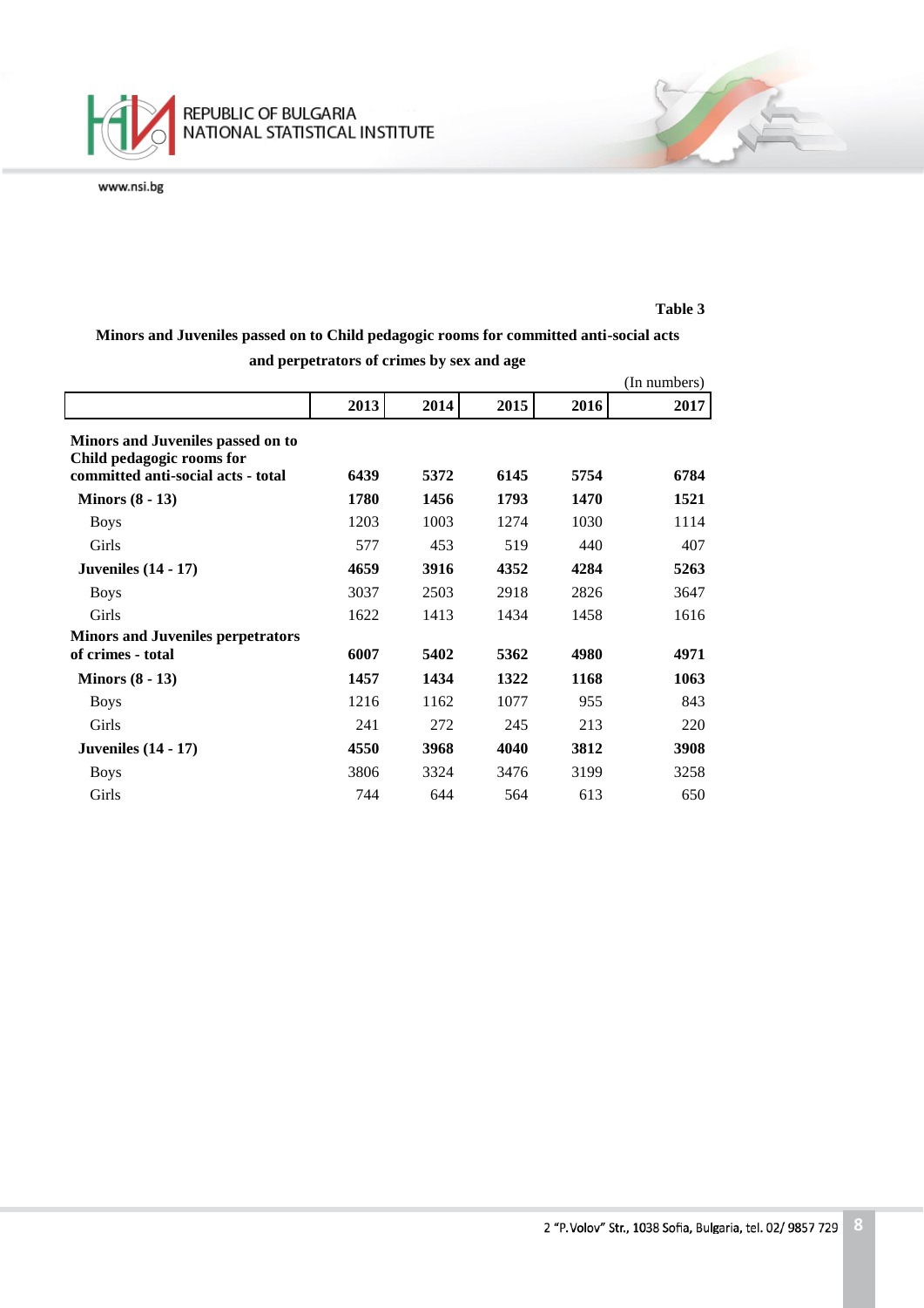Table 3

**Minors and Juveniles passed on to Child pedagogic rooms for committed anti-social acts and perpetrators of crimes by sex and age**

(In numbers)

| | 2013 | 2014 | 2015 | 2016 | 2017 |
|---|---|---|---|---|---|
| **Minors and Juveniles passed on to Child pedagogic rooms for committed anti-social acts - total** | **6439** | **5372** | **6145** | **5754** | **6784** |
| **Minors (8 - 13)** | **1780** | **1456** | **1793** | **1470** | **1521** |
| Boys | 1203 | 1003 | 1274 | 1030 | 1114 |
| Girls | 577 | 453 | 519 | 440 | 407 |
| **Juveniles (14 - 17)** | **4659** | **3916** | **4352** | **4284** | **5263** |
| Boys | 3037 | 2503 | 2918 | 2826 | 3647 |
| Girls | 1622 | 1413 | 1434 | 1458 | 1616 |
| **Minors and Juveniles perpetrators of crimes - total** | **6007** | **5402** | **5362** | **4980** | **4971** |
| **Minors (8 - 13)** | **1457** | **1434** | **1322** | **1168** | **1063** |
| Boys | 1216 | 1162 | 1077 | 955 | 843 |
| Girls | 241 | 272 | 245 | 213 | 220 |
| **Juveniles (14 - 17)** | **4550** | **3968** | **4040** | **3812** | **3908** |
| Boys | 3806 | 3324 | 3476 | 3199 | 3258 |
| Girls | 744 | 644 | 564 | 613 | 650 |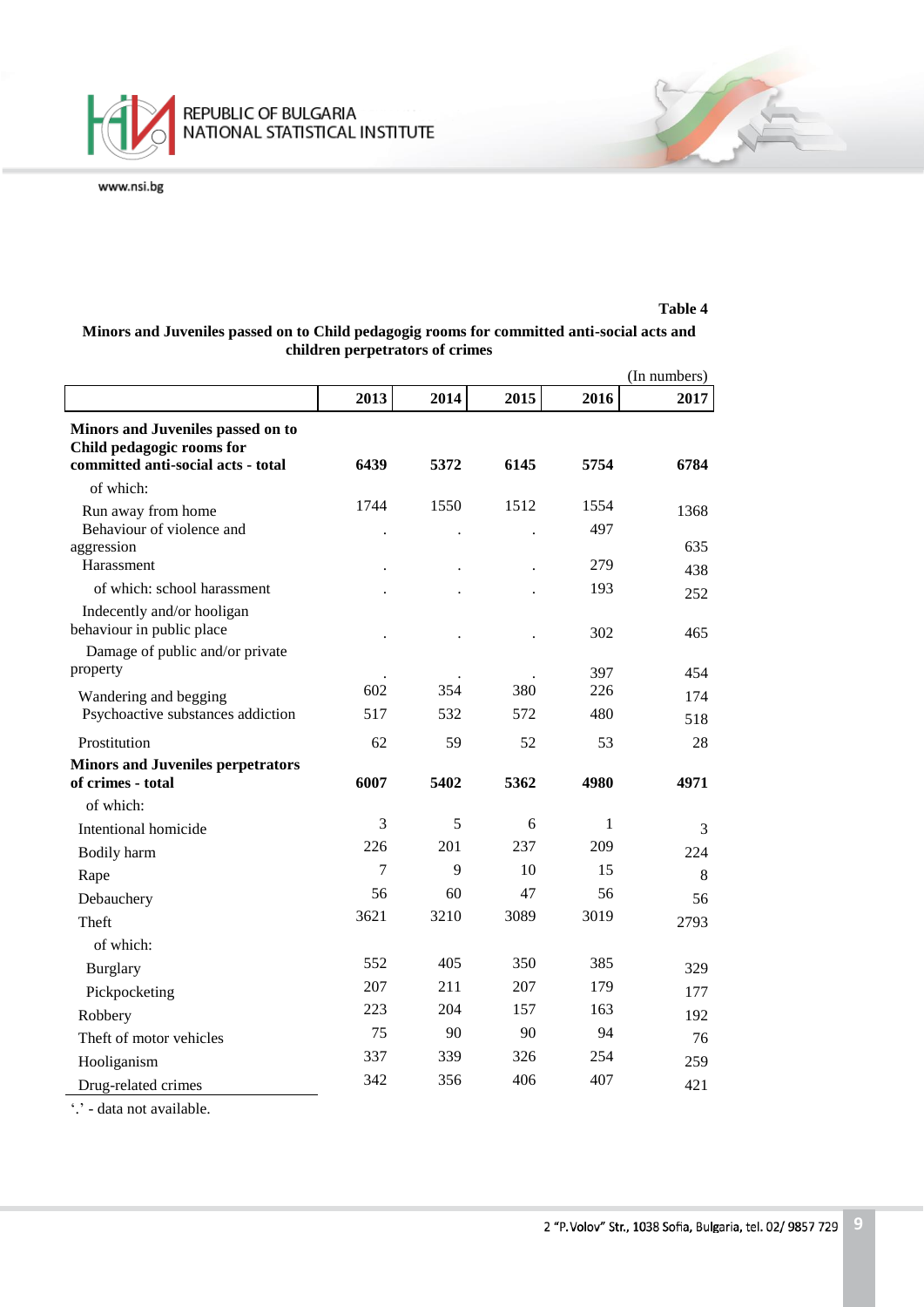**Table 4**

**Minors and Juveniles passed on to Child pedagogig rooms for committed anti-social acts and children perpetrators of crimes**

(In numbers)

| | 2013 | 2014 | 2015 | 2016 | 2017 |
|---|---|---|---|---|---|
| **Minors and Juveniles passed on to Child pedagogic rooms for committed anti-social acts - total** | **6439** | **5372** | **6145** | **5754** | **6784** |
| of which: | | | | | |
| Run away from home | 1744 | 1550 | 1512 | 1554 | 1368 |
| Behaviour of violence and aggression | . | . | . | 497 | 635 |
| Harassment | . | . | . | 279 | 438 |
| of which: school harassment | . | . | . | 193 | 252 |
| Indecently and/or hooligan behaviour in public place | . | . | . | 302 | 465 |
| Damage of public and/or private property | . | . | . | 397 | 454 |
| Wandering and begging | 602 | 354 | 380 | 226 | 174 |
| Psychoactive substances addiction | 517 | 532 | 572 | 480 | 518 |
| Prostitution | 62 | 59 | 52 | 53 | 28 |
| **Minors and Juveniles perpetrators of crimes - total** | **6007** | **5402** | **5362** | **4980** | **4971** |
| of which: | | | | | |
| Intentional homicide | 3 | 5 | 6 | 1 | 3 |
| Bodily harm | 226 | 201 | 237 | 209 | 224 |
| Rape | 7 | 9 | 10 | 15 | 8 |
| Debauchery | 56 | 60 | 47 | 56 | 56 |
| Theft | 3621 | 3210 | 3089 | 3019 | 2793 |
| of which: | | | | | |
| Burglary | 552 | 405 | 350 | 385 | 329 |
| Pickpocketing | 207 | 211 | 207 | 179 | 177 |
| Robbery | 223 | 204 | 157 | 163 | 192 |
| Theft of motor vehicles | 75 | 90 | 90 | 94 | 76 |
| Hooliganism | 337 | 339 | 326 | 254 | 259 |
| Drug-related crimes | 342 | 356 | 406 | 407 | 421 |

'.' - data not available.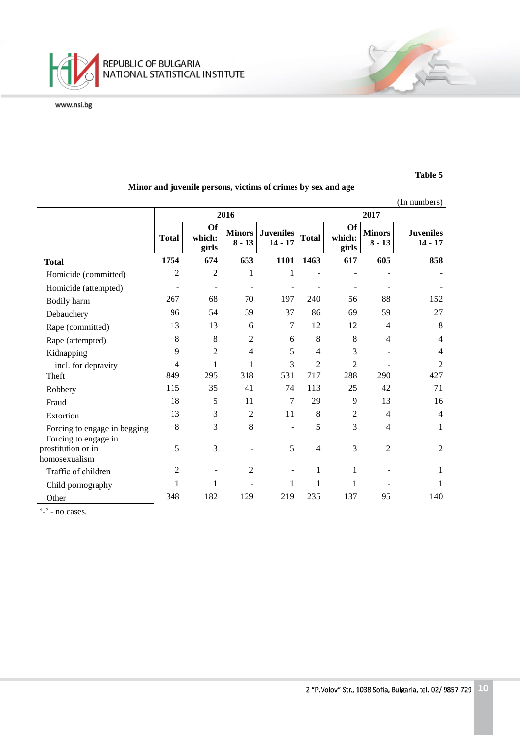**Table 5**

**Minor and juvenile persons, victims of crimes by sex and age**

(In numbers)

| | 2016 | | | | 2017 | | | |
|---|---|---|---|---|---|---|---|---|
| | **Total** | **Of which: girls** | **Minors 8 - 13** | **Juveniles 14 - 17** | **Total** | **Of which: girls** | **Minors 8 - 13** | **Juveniles 14 - 17** |
| **Total** | **1754** | **674** | **653** | **1101** | **1463** | **617** | **605** | **858** |
| Homicide (committed) | 2 | 2 | 1 | 1 | - | - | - | - |
| Homicide (attempted) | - | - | - | - | - | - | - | - |
| Bodily harm | 267 | 68 | 70 | 197 | 240 | 56 | 88 | 152 |
| Debauchery | 96 | 54 | 59 | 37 | 86 | 69 | 59 | 27 |
| Rape (committed) | 13 | 13 | 6 | 7 | 12 | 12 | 4 | 8 |
| Rape (attempted) | 8 | 8 | 2 | 6 | 8 | 8 | 4 | 4 |
| Kidnapping | 9 | 2 | 4 | 5 | 4 | 3 | - | 4 |
| incl. for depravity | 4 | 1 | 1 | 3 | 2 | 2 | - | 2 |
| Theft | 849 | 295 | 318 | 531 | 717 | 288 | 290 | 427 |
| Robbery | 115 | 35 | 41 | 74 | 113 | 25 | 42 | 71 |
| Fraud | 18 | 5 | 11 | 7 | 29 | 9 | 13 | 16 |
| Extortion | 13 | 3 | 2 | 11 | 8 | 2 | 4 | 4 |
| Forcing to engage in begging | 8 | 3 | 8 | - | 5 | 3 | 4 | 1 |
| Forcing to engage in prostitution or in homosexualism | 5 | 3 | - | 5 | 4 | 3 | 2 | 2 |
| Traffic of children | 2 | - | 2 | - | 1 | 1 | - | 1 |
| Child pornography | 1 | 1 | - | 1 | 1 | 1 | - | 1 |
| Other | 348 | 182 | 129 | 219 | 235 | 137 | 95 | 140 |

'-' - no cases.